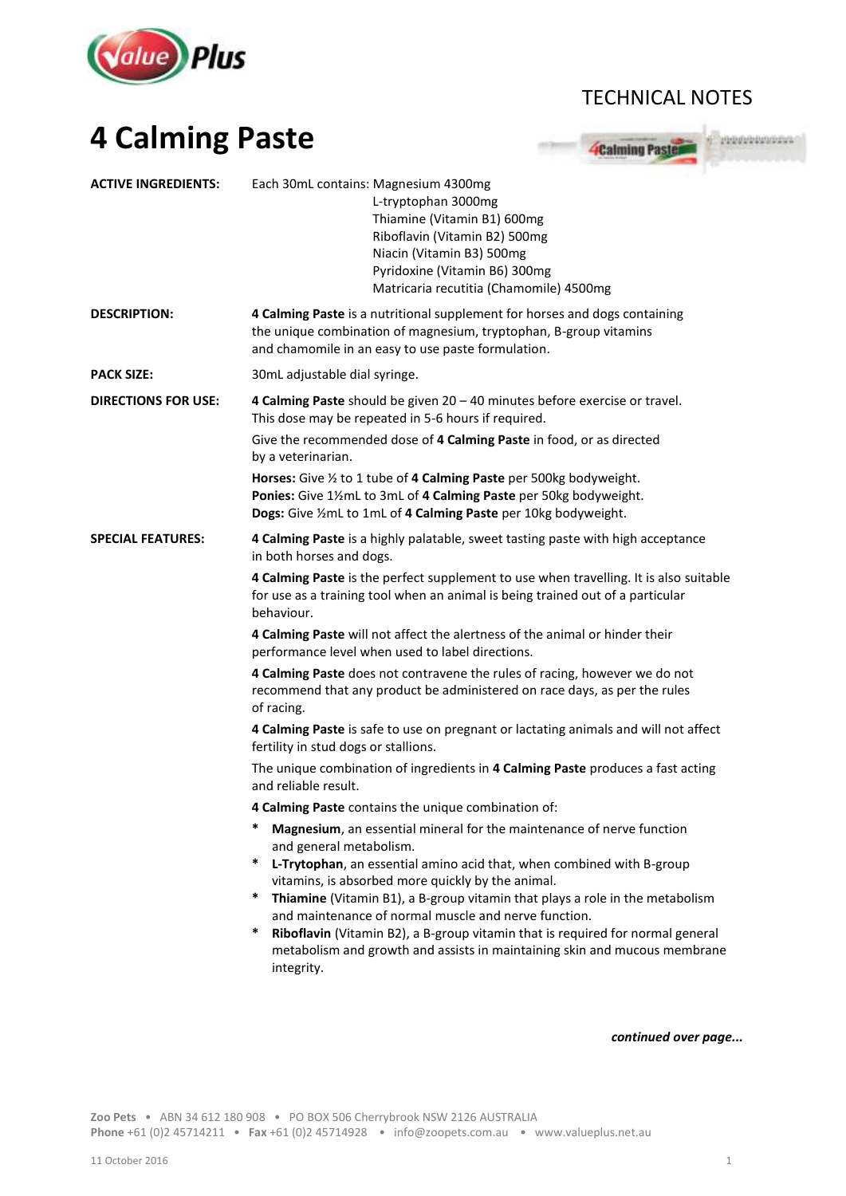TECHNICAL NOTES

# 4 Calming Paste

**ACTIVE INGREDIENTS:**

Each 30mL contains: Magnesium 4300mg
L-tryptophan 3000mg
Thiamine (Vitamin B1) 600mg
Riboflavin (Vitamin B2) 500mg
Niacin (Vitamin B3) 500mg
Pyridoxine (Vitamin B6) 300mg
Matricaria recutitia (Chamomile) 4500mg

**DESCRIPTION:**

**4 Calming Paste** is a nutritional supplement for horses and dogs containing the unique combination of magnesium, tryptophan, B-group vitamins and chamomile in an easy to use paste formulation.

**PACK SIZE:**

30mL adjustable dial syringe.

**DIRECTIONS FOR USE:**

**4 Calming Paste** should be given 20 – 40 minutes before exercise or travel. This dose may be repeated in 5-6 hours if required.

Give the recommended dose of **4 Calming Paste** in food, or as directed by a veterinarian.

**Horses:** Give ½ to 1 tube of **4 Calming Paste** per 500kg bodyweight.
**Ponies:** Give 1½mL to 3mL of **4 Calming Paste** per 50kg bodyweight.
**Dogs:** Give ½mL to 1mL of **4 Calming Paste** per 10kg bodyweight.

**SPECIAL FEATURES:**

**4 Calming Paste** is a highly palatable, sweet tasting paste with high acceptance in both horses and dogs.

**4 Calming Paste** is the perfect supplement to use when travelling. It is also suitable for use as a training tool when an animal is being trained out of a particular behaviour.

**4 Calming Paste** will not affect the alertness of the animal or hinder their performance level when used to label directions.

**4 Calming Paste** does not contravene the rules of racing, however we do not recommend that any product be administered on race days, as per the rules of racing.

**4 Calming Paste** is safe to use on pregnant or lactating animals and will not affect fertility in stud dogs or stallions.

The unique combination of ingredients in **4 Calming Paste** produces a fast acting and reliable result.

**4 Calming Paste** contains the unique combination of:

* **Magnesium**, an essential mineral for the maintenance of nerve function and general metabolism.
* **L-Trytophan**, an essential amino acid that, when combined with B-group vitamins, is absorbed more quickly by the animal.
* **Thiamine** (Vitamin B1), a B-group vitamin that plays a role in the metabolism and maintenance of normal muscle and nerve function.
* **Riboflavin** (Vitamin B2), a B-group vitamin that is required for normal general metabolism and growth and assists in maintaining skin and mucous membrane integrity.

***continued over page...***

**Zoo Pets** • ABN 34 612 180 908 • PO BOX 506 Cherrybrook NSW 2126 AUSTRALIA
**Phone** +61 (0)2 45714211 • **Fax** +61 (0)2 45714928 • info@zoopets.com.au • www.valueplus.net.au

11 October 2016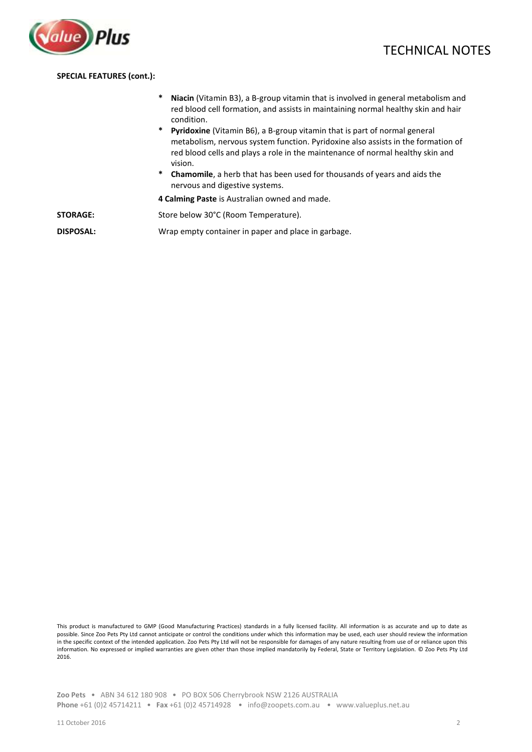**SPECIAL FEATURES (cont.):**

* **Niacin** (Vitamin B3), a B-group vitamin that is involved in general metabolism and red blood cell formation, and assists in maintaining normal healthy skin and hair condition.
* **Pyridoxine** (Vitamin B6), a B-group vitamin that is part of normal general metabolism, nervous system function. Pyridoxine also assists in the formation of red blood cells and plays a role in the maintenance of normal healthy skin and vision.
* **Chamomile**, a herb that has been used for thousands of years and aids the nervous and digestive systems.

**4 Calming Paste** is Australian owned and made.

**STORAGE:** Store below 30°C (Room Temperature).

**DISPOSAL:** Wrap empty container in paper and place in garbage.

This product is manufactured to GMP (Good Manufacturing Practices) standards in a fully licensed facility. All information is as accurate and up to date as possible. Since Zoo Pets Pty Ltd cannot anticipate or control the conditions under which this information may be used, each user should review the information in the specific context of the intended application. Zoo Pets Pty Ltd will not be responsible for damages of any nature resulting from use of or reliance upon this information. No expressed or implied warranties are given other than those implied mandatorily by Federal, State or Territory Legislation. © Zoo Pets Pty Ltd 2016.

**Zoo Pets** • ABN 34 612 180 908 • PO BOX 506 Cherrybrook NSW 2126 AUSTRALIA
**Phone** +61 (0)2 45714211 • **Fax** +61 (0)2 45714928 • info@zoopets.com.au • www.valueplus.net.au

11 October 2016